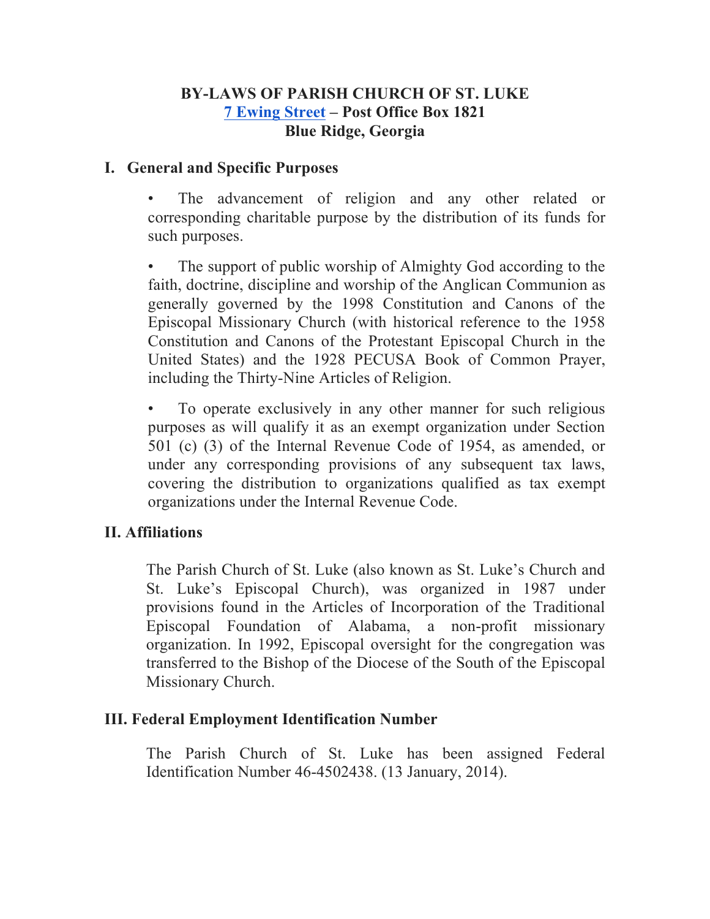# BY-LAWS OF PARISH CHURCH OF ST. LUKE

**7 Ewing Street – Post Office Box 1821**
**Blue Ridge, Georgia**

## I. General and Specific Purposes

- The advancement of religion and any other related or corresponding charitable purpose by the distribution of its funds for such purposes.

- The support of public worship of Almighty God according to the faith, doctrine, discipline and worship of the Anglican Communion as generally governed by the 1998 Constitution and Canons of the Episcopal Missionary Church (with historical reference to the 1958 Constitution and Canons of the Protestant Episcopal Church in the United States) and the 1928 PECUSA Book of Common Prayer, including the Thirty-Nine Articles of Religion.

- To operate exclusively in any other manner for such religious purposes as will qualify it as an exempt organization under Section 501 (c) (3) of the Internal Revenue Code of 1954, as amended, or under any corresponding provisions of any subsequent tax laws, covering the distribution to organizations qualified as tax exempt organizations under the Internal Revenue Code.

## II. Affiliations

The Parish Church of St. Luke (also known as St. Luke's Church and St. Luke's Episcopal Church), was organized in 1987 under provisions found in the Articles of Incorporation of the Traditional Episcopal Foundation of Alabama, a non-profit missionary organization. In 1992, Episcopal oversight for the congregation was transferred to the Bishop of the Diocese of the South of the Episcopal Missionary Church.

## III. Federal Employment Identification Number

The Parish Church of St. Luke has been assigned Federal Identification Number 46-4502438. (13 January, 2014).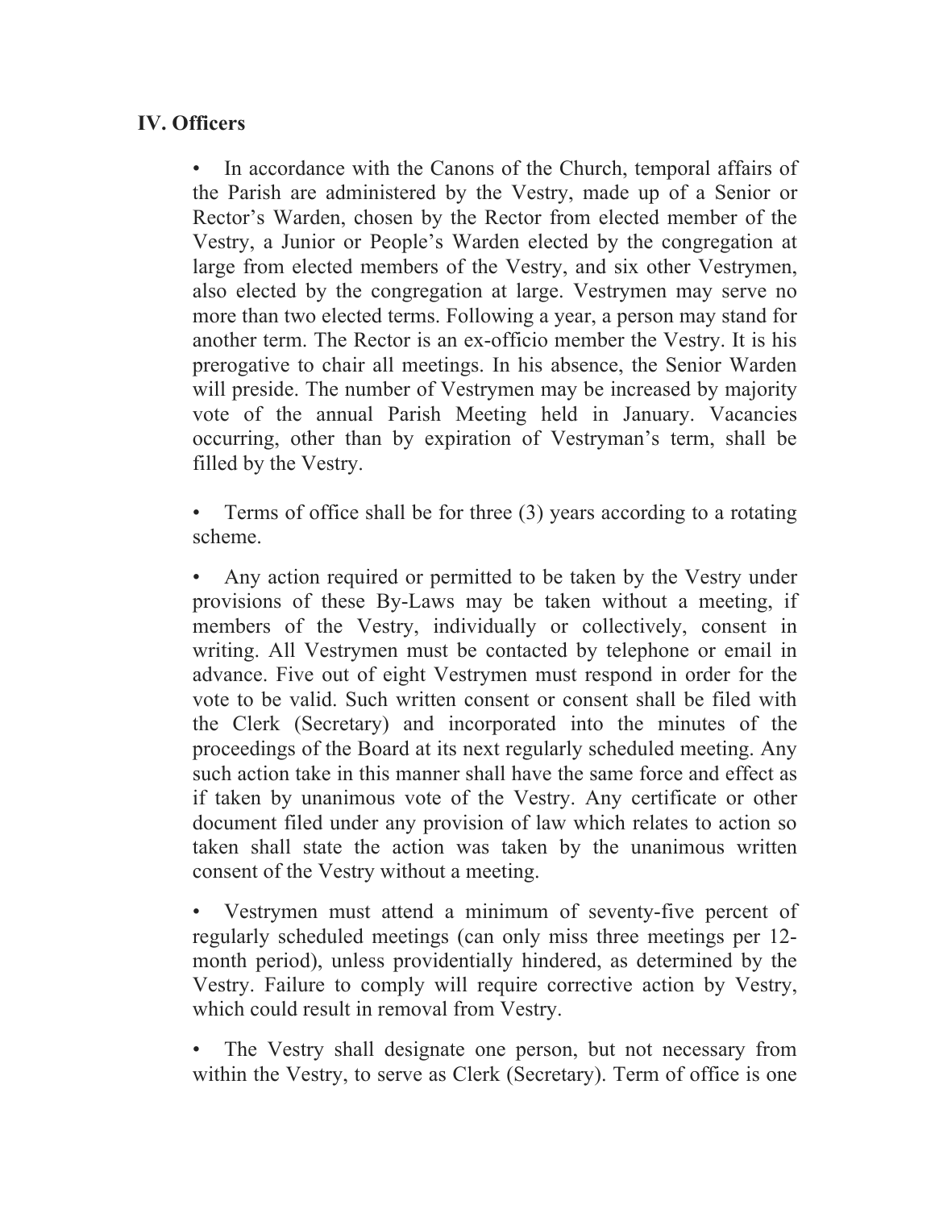## IV. Officers

- In accordance with the Canons of the Church, temporal affairs of the Parish are administered by the Vestry, made up of a Senior or Rector's Warden, chosen by the Rector from elected member of the Vestry, a Junior or People's Warden elected by the congregation at large from elected members of the Vestry, and six other Vestrymen, also elected by the congregation at large. Vestrymen may serve no more than two elected terms. Following a year, a person may stand for another term. The Rector is an ex-officio member the Vestry. It is his prerogative to chair all meetings. In his absence, the Senior Warden will preside. The number of Vestrymen may be increased by majority vote of the annual Parish Meeting held in January. Vacancies occurring, other than by expiration of Vestryman's term, shall be filled by the Vestry.

- Terms of office shall be for three (3) years according to a rotating scheme.

- Any action required or permitted to be taken by the Vestry under provisions of these By-Laws may be taken without a meeting, if members of the Vestry, individually or collectively, consent in writing. All Vestrymen must be contacted by telephone or email in advance. Five out of eight Vestrymen must respond in order for the vote to be valid. Such written consent or consent shall be filed with the Clerk (Secretary) and incorporated into the minutes of the proceedings of the Board at its next regularly scheduled meeting. Any such action take in this manner shall have the same force and effect as if taken by unanimous vote of the Vestry. Any certificate or other document filed under any provision of law which relates to action so taken shall state the action was taken by the unanimous written consent of the Vestry without a meeting.

- Vestrymen must attend a minimum of seventy-five percent of regularly scheduled meetings (can only miss three meetings per 12-month period), unless providentially hindered, as determined by the Vestry. Failure to comply will require corrective action by Vestry, which could result in removal from Vestry.

- The Vestry shall designate one person, but not necessary from within the Vestry, to serve as Clerk (Secretary). Term of office is one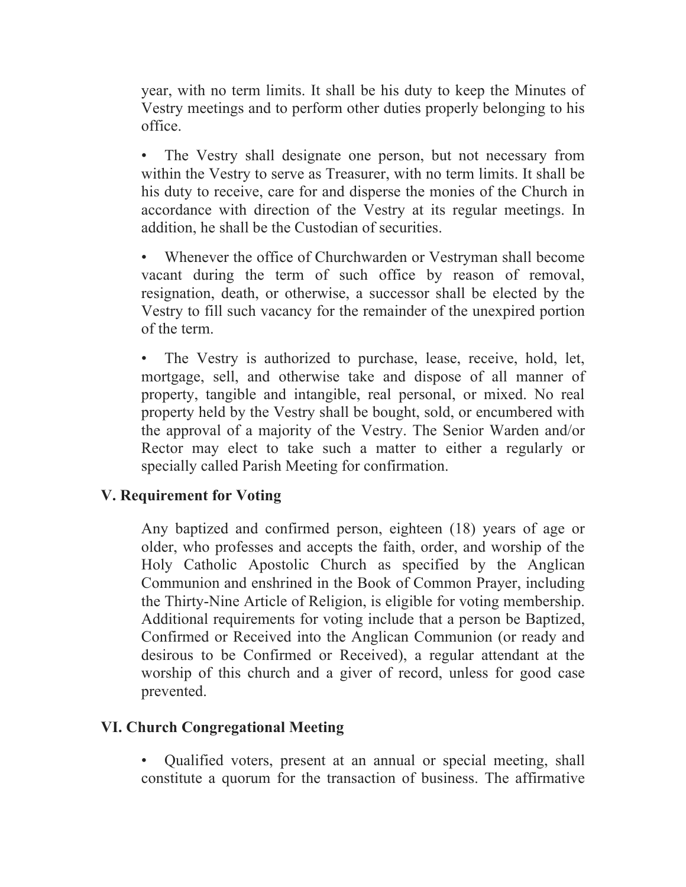year, with no term limits. It shall be his duty to keep the Minutes of Vestry meetings and to perform other duties properly belonging to his office.

- The Vestry shall designate one person, but not necessary from within the Vestry to serve as Treasurer, with no term limits. It shall be his duty to receive, care for and disperse the monies of the Church in accordance with direction of the Vestry at its regular meetings. In addition, he shall be the Custodian of securities.

- Whenever the office of Churchwarden or Vestryman shall become vacant during the term of such office by reason of removal, resignation, death, or otherwise, a successor shall be elected by the Vestry to fill such vacancy for the remainder of the unexpired portion of the term.

- The Vestry is authorized to purchase, lease, receive, hold, let, mortgage, sell, and otherwise take and dispose of all manner of property, tangible and intangible, real personal, or mixed. No real property held by the Vestry shall be bought, sold, or encumbered with the approval of a majority of the Vestry. The Senior Warden and/or Rector may elect to take such a matter to either a regularly or specially called Parish Meeting for confirmation.

## V. Requirement for Voting

Any baptized and confirmed person, eighteen (18) years of age or older, who professes and accepts the faith, order, and worship of the Holy Catholic Apostolic Church as specified by the Anglican Communion and enshrined in the Book of Common Prayer, including the Thirty-Nine Article of Religion, is eligible for voting membership. Additional requirements for voting include that a person be Baptized, Confirmed or Received into the Anglican Communion (or ready and desirous to be Confirmed or Received), a regular attendant at the worship of this church and a giver of record, unless for good case prevented.

## VI. Church Congregational Meeting

- Qualified voters, present at an annual or special meeting, shall constitute a quorum for the transaction of business. The affirmative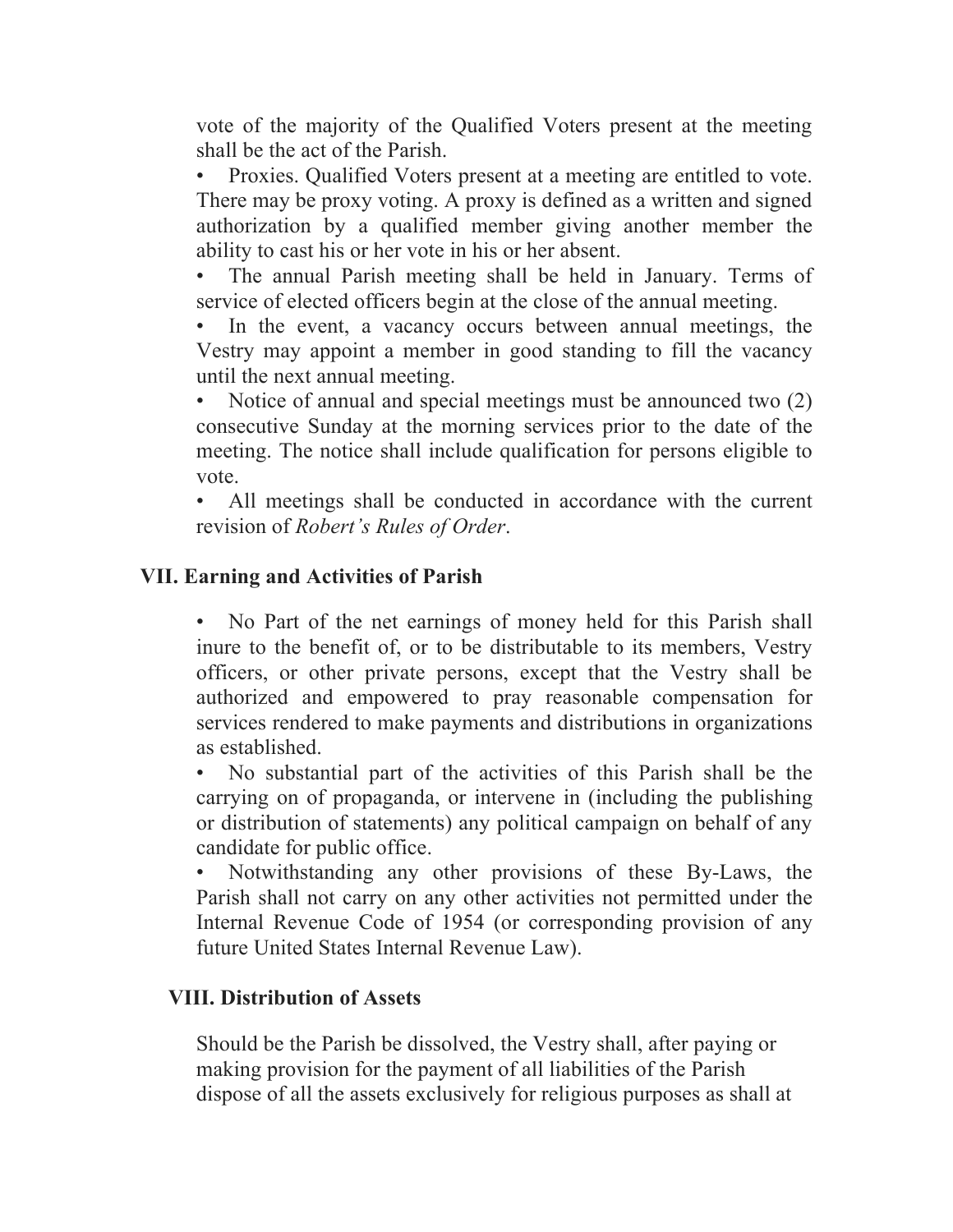vote of the majority of the Qualified Voters present at the meeting shall be the act of the Parish.

- Proxies. Qualified Voters present at a meeting are entitled to vote. There may be proxy voting. A proxy is defined as a written and signed authorization by a qualified member giving another member the ability to cast his or her vote in his or her absent.
- The annual Parish meeting shall be held in January. Terms of service of elected officers begin at the close of the annual meeting.
- In the event, a vacancy occurs between annual meetings, the Vestry may appoint a member in good standing to fill the vacancy until the next annual meeting.
- Notice of annual and special meetings must be announced two (2) consecutive Sunday at the morning services prior to the date of the meeting. The notice shall include qualification for persons eligible to vote.
- All meetings shall be conducted in accordance with the current revision of *Robert's Rules of Order*.

## VII. Earning and Activities of Parish

- No Part of the net earnings of money held for this Parish shall inure to the benefit of, or to be distributable to its members, Vestry officers, or other private persons, except that the Vestry shall be authorized and empowered to pray reasonable compensation for services rendered to make payments and distributions in organizations as established.
- No substantial part of the activities of this Parish shall be the carrying on of propaganda, or intervene in (including the publishing or distribution of statements) any political campaign on behalf of any candidate for public office.
- Notwithstanding any other provisions of these By-Laws, the Parish shall not carry on any other activities not permitted under the Internal Revenue Code of 1954 (or corresponding provision of any future United States Internal Revenue Law).

## VIII. Distribution of Assets

Should be the Parish be dissolved, the Vestry shall, after paying or making provision for the payment of all liabilities of the Parish dispose of all the assets exclusively for religious purposes as shall at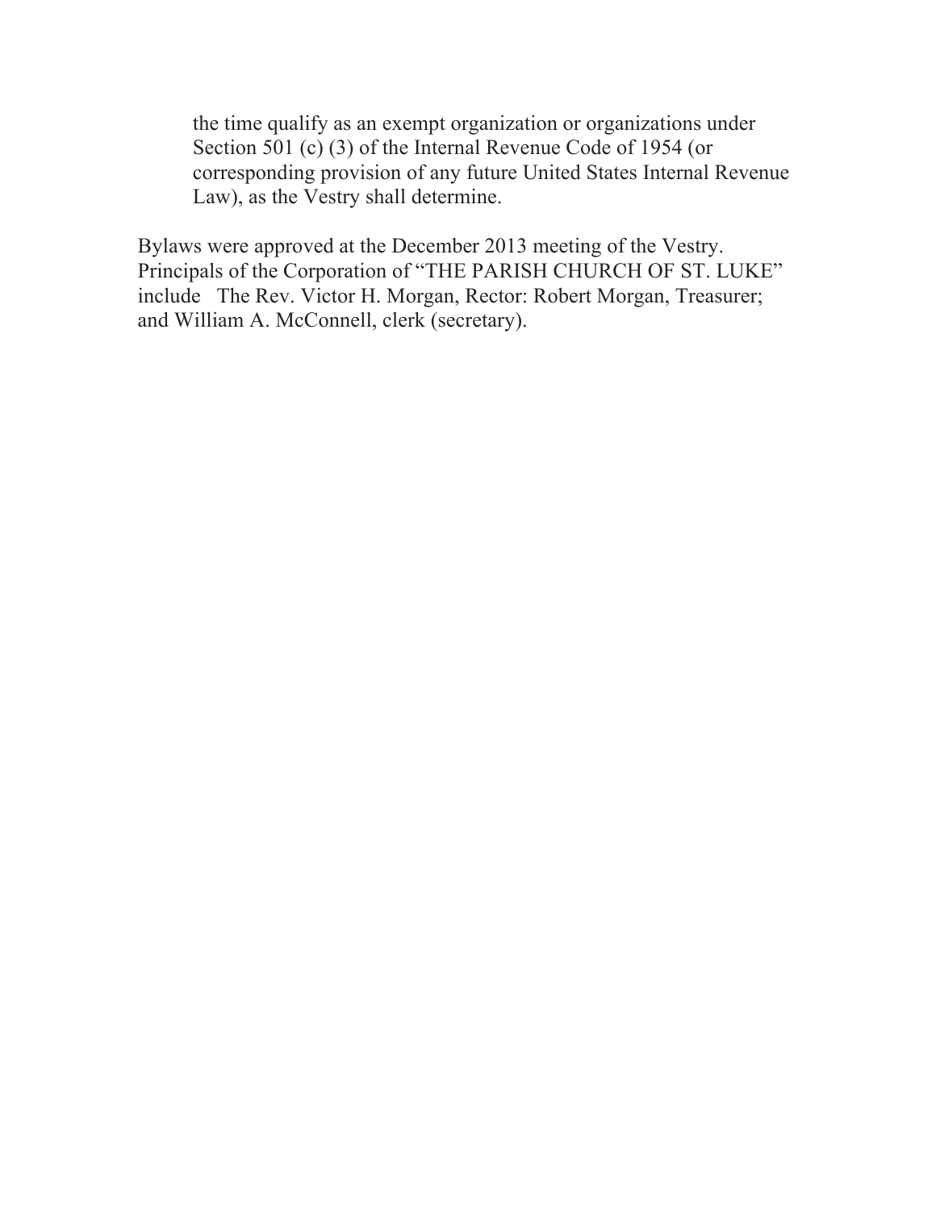the time qualify as an exempt organization or organizations under Section 501 (c) (3) of the Internal Revenue Code of 1954 (or corresponding provision of any future United States Internal Revenue Law), as the Vestry shall determine.

Bylaws were approved at the December 2013 meeting of the Vestry. Principals of the Corporation of "THE PARISH CHURCH OF ST. LUKE" include The Rev. Victor H. Morgan, Rector: Robert Morgan, Treasurer; and William A. McConnell, clerk (secretary).